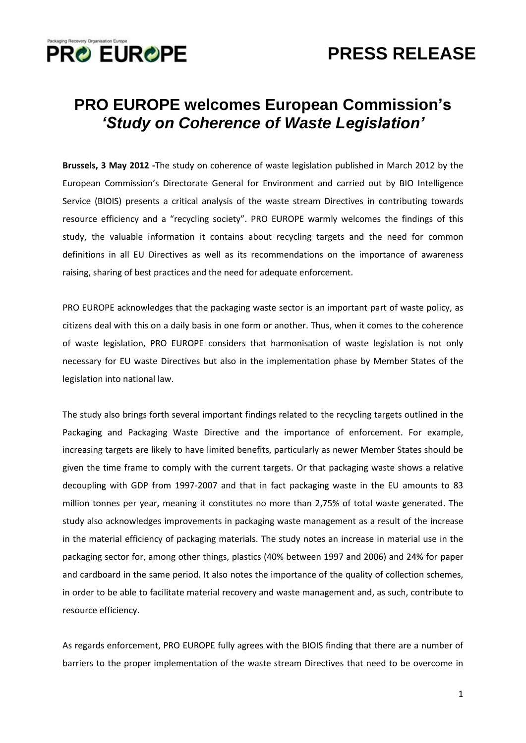Packaging Recovery Organisation Europe

**PRO EUROPE**

# PRESS RELEASE

## PRO EUROPE welcomes European Commission's *'Study on Coherence of Waste Legislation'*

**Brussels, 3 May 2012 -**The study on coherence of waste legislation published in March 2012 by the European Commission's Directorate General for Environment and carried out by BIO Intelligence Service (BIOIS) presents a critical analysis of the waste stream Directives in contributing towards resource efficiency and a "recycling society". PRO EUROPE warmly welcomes the findings of this study, the valuable information it contains about recycling targets and the need for common definitions in all EU Directives as well as its recommendations on the importance of awareness raising, sharing of best practices and the need for adequate enforcement.

PRO EUROPE acknowledges that the packaging waste sector is an important part of waste policy, as citizens deal with this on a daily basis in one form or another. Thus, when it comes to the coherence of waste legislation, PRO EUROPE considers that harmonisation of waste legislation is not only necessary for EU waste Directives but also in the implementation phase by Member States of the legislation into national law.

The study also brings forth several important findings related to the recycling targets outlined in the Packaging and Packaging Waste Directive and the importance of enforcement. For example, increasing targets are likely to have limited benefits, particularly as newer Member States should be given the time frame to comply with the current targets. Or that packaging waste shows a relative decoupling with GDP from 1997-2007 and that in fact packaging waste in the EU amounts to 83 million tonnes per year, meaning it constitutes no more than 2,75% of total waste generated. The study also acknowledges improvements in packaging waste management as a result of the increase in the material efficiency of packaging materials. The study notes an increase in material use in the packaging sector for, among other things, plastics (40% between 1997 and 2006) and 24% for paper and cardboard in the same period. It also notes the importance of the quality of collection schemes, in order to be able to facilitate material recovery and waste management and, as such, contribute to resource efficiency.

As regards enforcement, PRO EUROPE fully agrees with the BIOIS finding that there are a number of barriers to the proper implementation of the waste stream Directives that need to be overcome in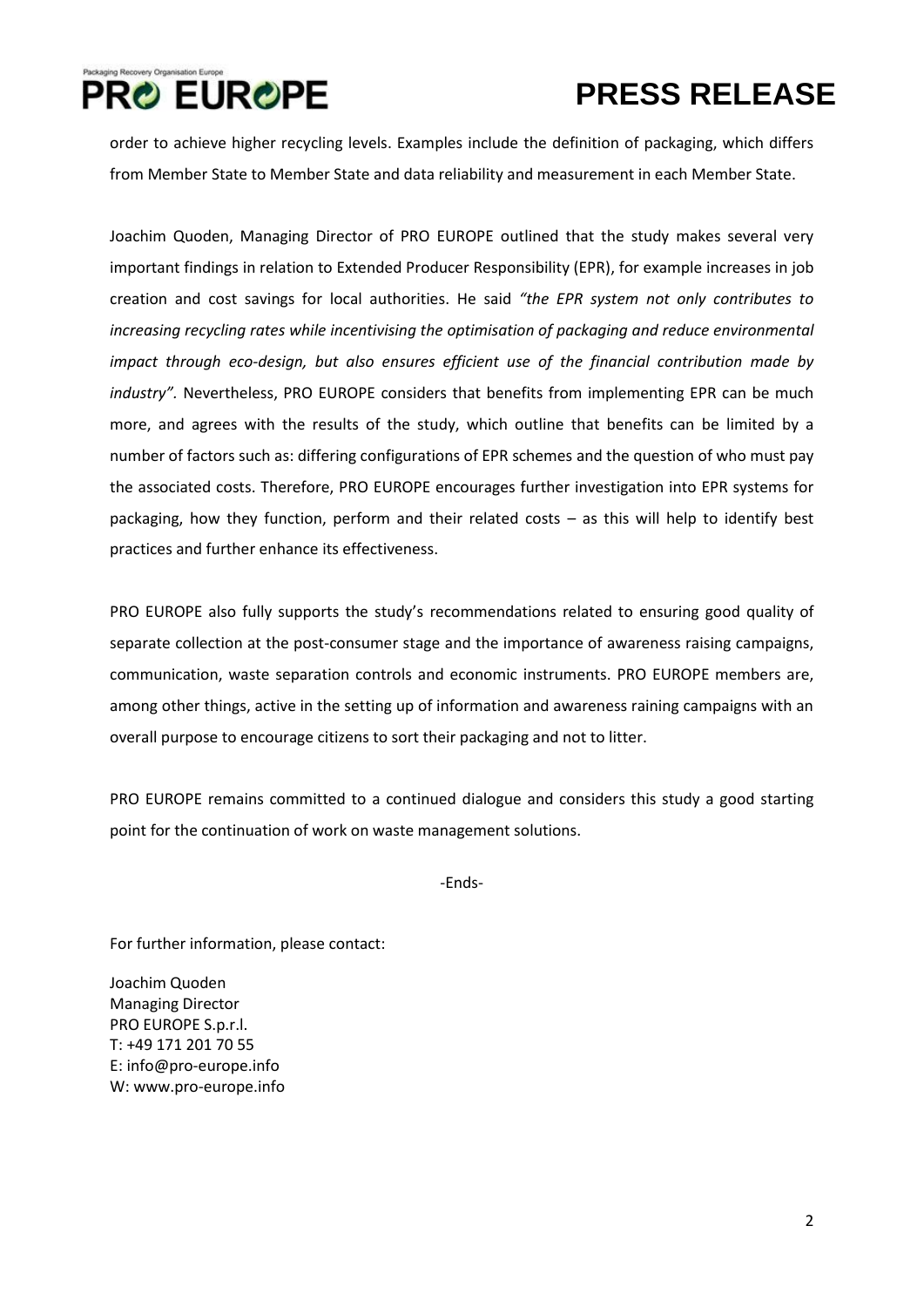order to achieve higher recycling levels. Examples include the definition of packaging, which differs from Member State to Member State and data reliability and measurement in each Member State.

Joachim Quoden, Managing Director of PRO EUROPE outlined that the study makes several very important findings in relation to Extended Producer Responsibility (EPR), for example increases in job creation and cost savings for local authorities. He said *"the EPR system not only contributes to increasing recycling rates while incentivising the optimisation of packaging and reduce environmental impact through eco-design, but also ensures efficient use of the financial contribution made by industry".* Nevertheless, PRO EUROPE considers that benefits from implementing EPR can be much more, and agrees with the results of the study, which outline that benefits can be limited by a number of factors such as: differing configurations of EPR schemes and the question of who must pay the associated costs. Therefore, PRO EUROPE encourages further investigation into EPR systems for packaging, how they function, perform and their related costs – as this will help to identify best practices and further enhance its effectiveness.

PRO EUROPE also fully supports the study's recommendations related to ensuring good quality of separate collection at the post-consumer stage and the importance of awareness raising campaigns, communication, waste separation controls and economic instruments. PRO EUROPE members are, among other things, active in the setting up of information and awareness raining campaigns with an overall purpose to encourage citizens to sort their packaging and not to litter.

PRO EUROPE remains committed to a continued dialogue and considers this study a good starting point for the continuation of work on waste management solutions.

-Ends-

For further information, please contact:

Joachim Quoden
Managing Director
PRO EUROPE S.p.r.l.
T: +49 171 201 70 55
E: info@pro-europe.info
W: www.pro-europe.info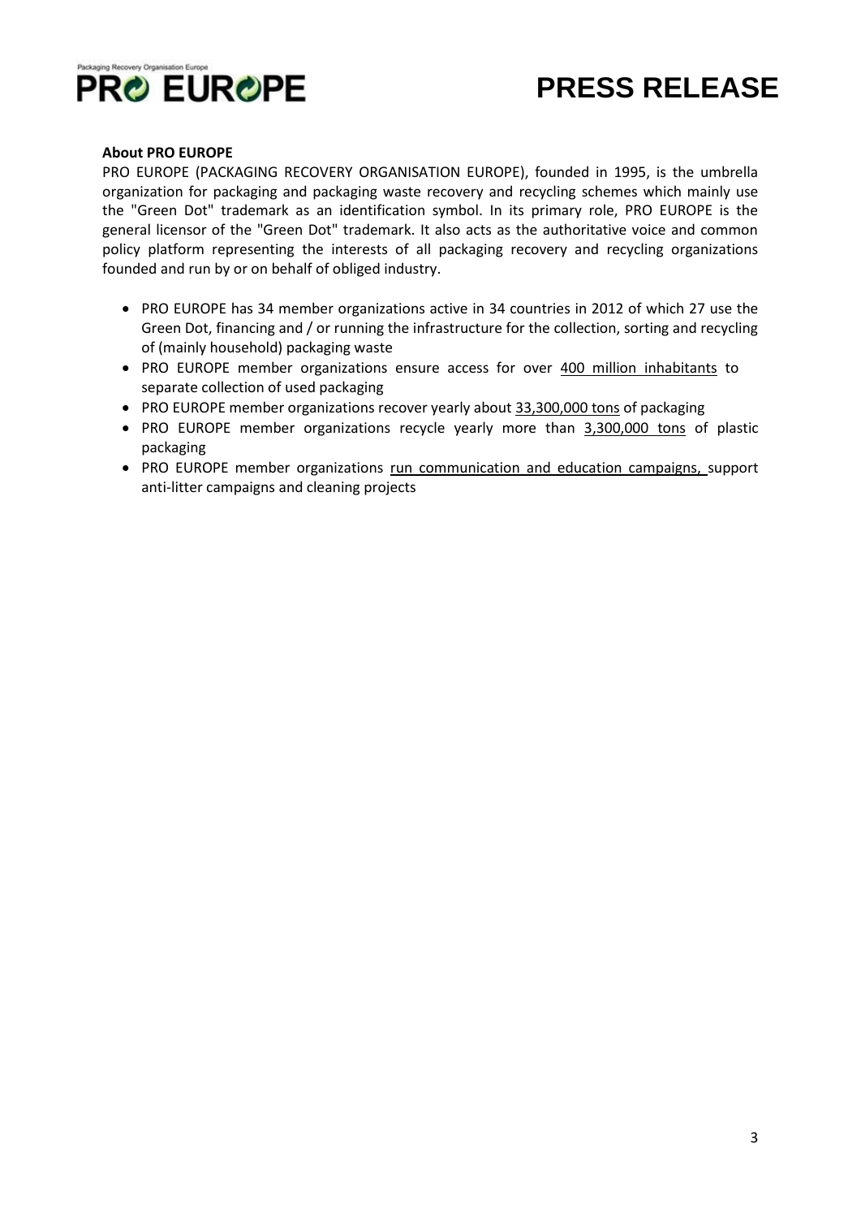**About PRO EUROPE**

PRO EUROPE (PACKAGING RECOVERY ORGANISATION EUROPE), founded in 1995, is the umbrella organization for packaging and packaging waste recovery and recycling schemes which mainly use the "Green Dot" trademark as an identification symbol. In its primary role, PRO EUROPE is the general licensor of the "Green Dot" trademark. It also acts as the authoritative voice and common policy platform representing the interests of all packaging recovery and recycling organizations founded and run by or on behalf of obliged industry.

- PRO EUROPE has 34 member organizations active in 34 countries in 2012 of which 27 use the Green Dot, financing and / or running the infrastructure for the collection, sorting and recycling of (mainly household) packaging waste
- PRO EUROPE member organizations ensure access for over 400 million inhabitants to separate collection of used packaging
- PRO EUROPE member organizations recover yearly about 33,300,000 tons of packaging
- PRO EUROPE member organizations recycle yearly more than 3,300,000 tons of plastic packaging
- PRO EUROPE member organizations run communication and education campaigns, support anti-litter campaigns and cleaning projects